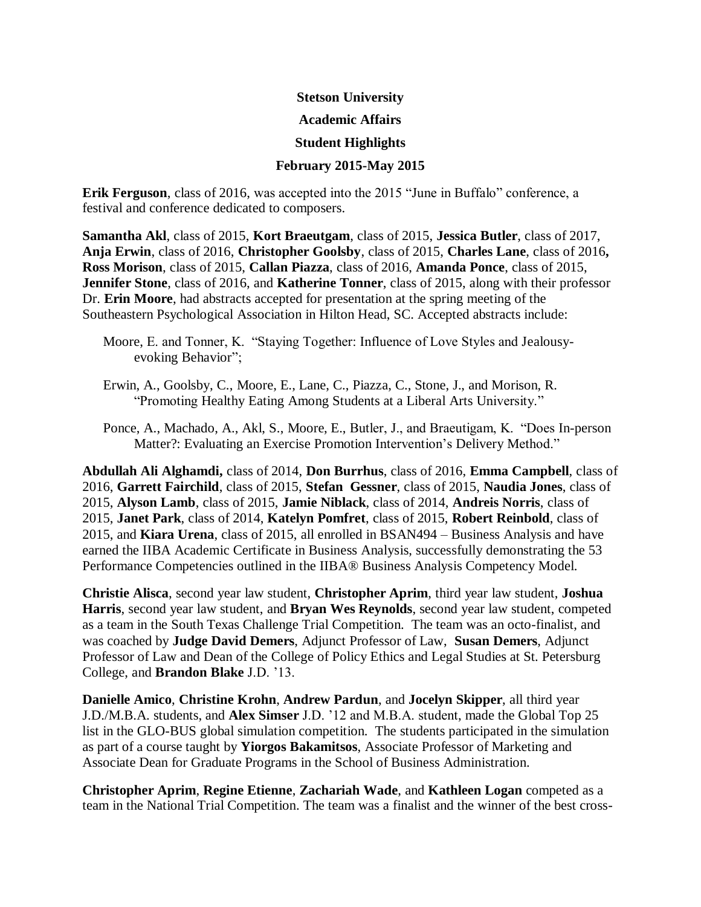**Stetson University**

**Academic Affairs**

**Student Highlights**

**February 2015-May 2015**

**Erik Ferguson**, class of 2016, was accepted into the 2015 "June in Buffalo" conference, a festival and conference dedicated to composers.

**Samantha Akl**, class of 2015, **Kort Braeutgam**, class of 2015, **Jessica Butler**, class of 2017, **Anja Erwin**, class of 2016, **Christopher Goolsby**, class of 2015, **Charles Lane**, class of 2016, **Ross Morison**, class of 2015, **Callan Piazza**, class of 2016, **Amanda Ponce**, class of 2015, **Jennifer Stone**, class of 2016, and **Katherine Tonner**, class of 2015, along with their professor Dr. **Erin Moore**, had abstracts accepted for presentation at the spring meeting of the Southeastern Psychological Association in Hilton Head, SC. Accepted abstracts include:

Moore, E. and Tonner, K. "Staying Together: Influence of Love Styles and Jealousy-evoking Behavior";

Erwin, A., Goolsby, C., Moore, E., Lane, C., Piazza, C., Stone, J., and Morison, R. "Promoting Healthy Eating Among Students at a Liberal Arts University."

Ponce, A., Machado, A., Akl, S., Moore, E., Butler, J., and Braeutigam, K. "Does In-person Matter?: Evaluating an Exercise Promotion Intervention's Delivery Method."

**Abdullah Ali Alghamdi,** class of 2014, **Don Burrhus**, class of 2016, **Emma Campbell**, class of 2016, **Garrett Fairchild**, class of 2015, **Stefan Gessner**, class of 2015, **Naudia Jones**, class of 2015, **Alyson Lamb**, class of 2015, **Jamie Niblack**, class of 2014, **Andreis Norris**, class of 2015, **Janet Park**, class of 2014, **Katelyn Pomfret**, class of 2015, **Robert Reinbold**, class of 2015, and **Kiara Urena**, class of 2015, all enrolled in BSAN494 – Business Analysis and have earned the IIBA Academic Certificate in Business Analysis, successfully demonstrating the 53 Performance Competencies outlined in the IIBA® Business Analysis Competency Model.

**Christie Alisca**, second year law student, **Christopher Aprim**, third year law student, **Joshua Harris**, second year law student, and **Bryan Wes Reynolds**, second year law student, competed as a team in the South Texas Challenge Trial Competition. The team was an octo-finalist, and was coached by **Judge David Demers**, Adjunct Professor of Law, **Susan Demers**, Adjunct Professor of Law and Dean of the College of Policy Ethics and Legal Studies at St. Petersburg College, and **Brandon Blake** J.D. '13.

**Danielle Amico**, **Christine Krohn**, **Andrew Pardun**, and **Jocelyn Skipper**, all third year J.D./M.B.A. students, and **Alex Simser** J.D. '12 and M.B.A. student, made the Global Top 25 list in the GLO-BUS global simulation competition. The students participated in the simulation as part of a course taught by **Yiorgos Bakamitsos**, Associate Professor of Marketing and Associate Dean for Graduate Programs in the School of Business Administration.

**Christopher Aprim**, **Regine Etienne**, **Zachariah Wade**, and **Kathleen Logan** competed as a team in the National Trial Competition. The team was a finalist and the winner of the best cross-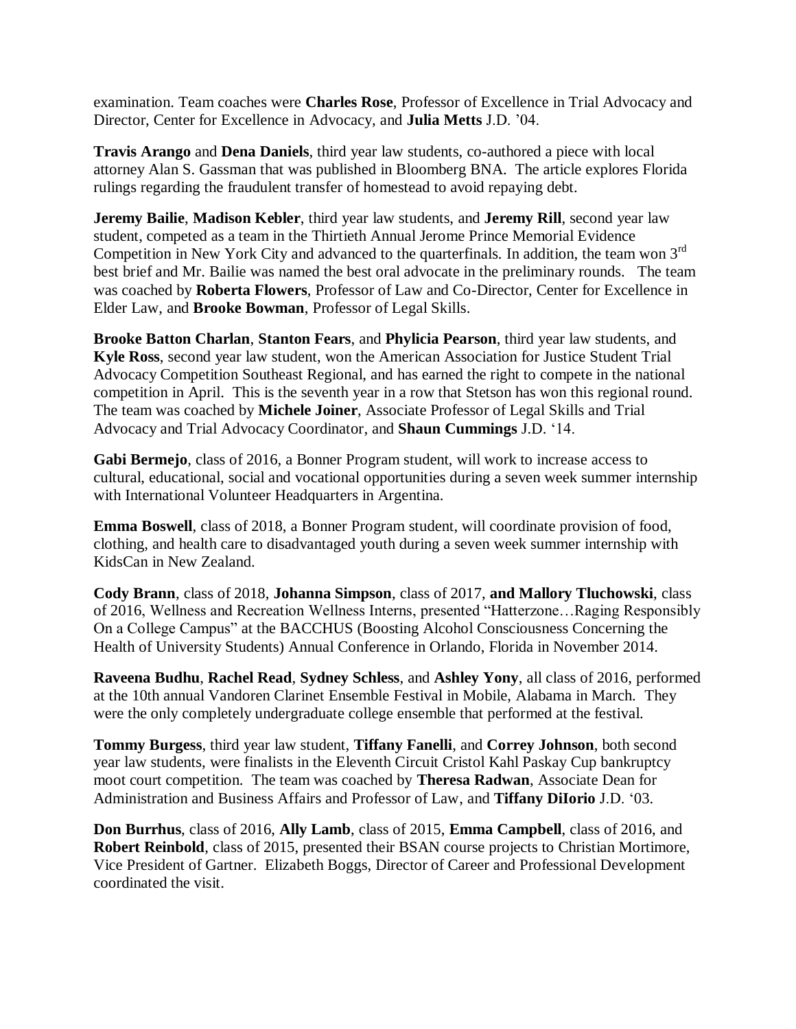examination. Team coaches were **Charles Rose**, Professor of Excellence in Trial Advocacy and Director, Center for Excellence in Advocacy, and **Julia Metts** J.D. '04.

**Travis Arango** and **Dena Daniels**, third year law students, co-authored a piece with local attorney Alan S. Gassman that was published in Bloomberg BNA. The article explores Florida rulings regarding the fraudulent transfer of homestead to avoid repaying debt.

**Jeremy Bailie**, **Madison Kebler**, third year law students, and **Jeremy Rill**, second year law student, competed as a team in the Thirtieth Annual Jerome Prince Memorial Evidence Competition in New York City and advanced to the quarterfinals. In addition, the team won 3rd best brief and Mr. Bailie was named the best oral advocate in the preliminary rounds. The team was coached by **Roberta Flowers**, Professor of Law and Co-Director, Center for Excellence in Elder Law, and **Brooke Bowman**, Professor of Legal Skills.

**Brooke Batton Charlan**, **Stanton Fears**, and **Phylicia Pearson**, third year law students, and **Kyle Ross**, second year law student, won the American Association for Justice Student Trial Advocacy Competition Southeast Regional, and has earned the right to compete in the national competition in April. This is the seventh year in a row that Stetson has won this regional round. The team was coached by **Michele Joiner**, Associate Professor of Legal Skills and Trial Advocacy and Trial Advocacy Coordinator, and **Shaun Cummings** J.D. '14.

**Gabi Bermejo**, class of 2016, a Bonner Program student, will work to increase access to cultural, educational, social and vocational opportunities during a seven week summer internship with International Volunteer Headquarters in Argentina.

**Emma Boswell**, class of 2018, a Bonner Program student, will coordinate provision of food, clothing, and health care to disadvantaged youth during a seven week summer internship with KidsCan in New Zealand.

**Cody Brann**, class of 2018, **Johanna Simpson**, class of 2017, **and Mallory Tluchowski**, class of 2016, Wellness and Recreation Wellness Interns, presented "Hatterzone…Raging Responsibly On a College Campus" at the BACCHUS (Boosting Alcohol Consciousness Concerning the Health of University Students) Annual Conference in Orlando, Florida in November 2014.

**Raveena Budhu**, **Rachel Read**, **Sydney Schless**, and **Ashley Yony**, all class of 2016, performed at the 10th annual Vandoren Clarinet Ensemble Festival in Mobile, Alabama in March. They were the only completely undergraduate college ensemble that performed at the festival.

**Tommy Burgess**, third year law student, **Tiffany Fanelli**, and **Correy Johnson**, both second year law students, were finalists in the Eleventh Circuit Cristol Kahl Paskay Cup bankruptcy moot court competition. The team was coached by **Theresa Radwan**, Associate Dean for Administration and Business Affairs and Professor of Law, and **Tiffany DiIorio** J.D. '03.

**Don Burrhus**, class of 2016, **Ally Lamb**, class of 2015, **Emma Campbell**, class of 2016, and **Robert Reinbold**, class of 2015, presented their BSAN course projects to Christian Mortimore, Vice President of Gartner. Elizabeth Boggs, Director of Career and Professional Development coordinated the visit.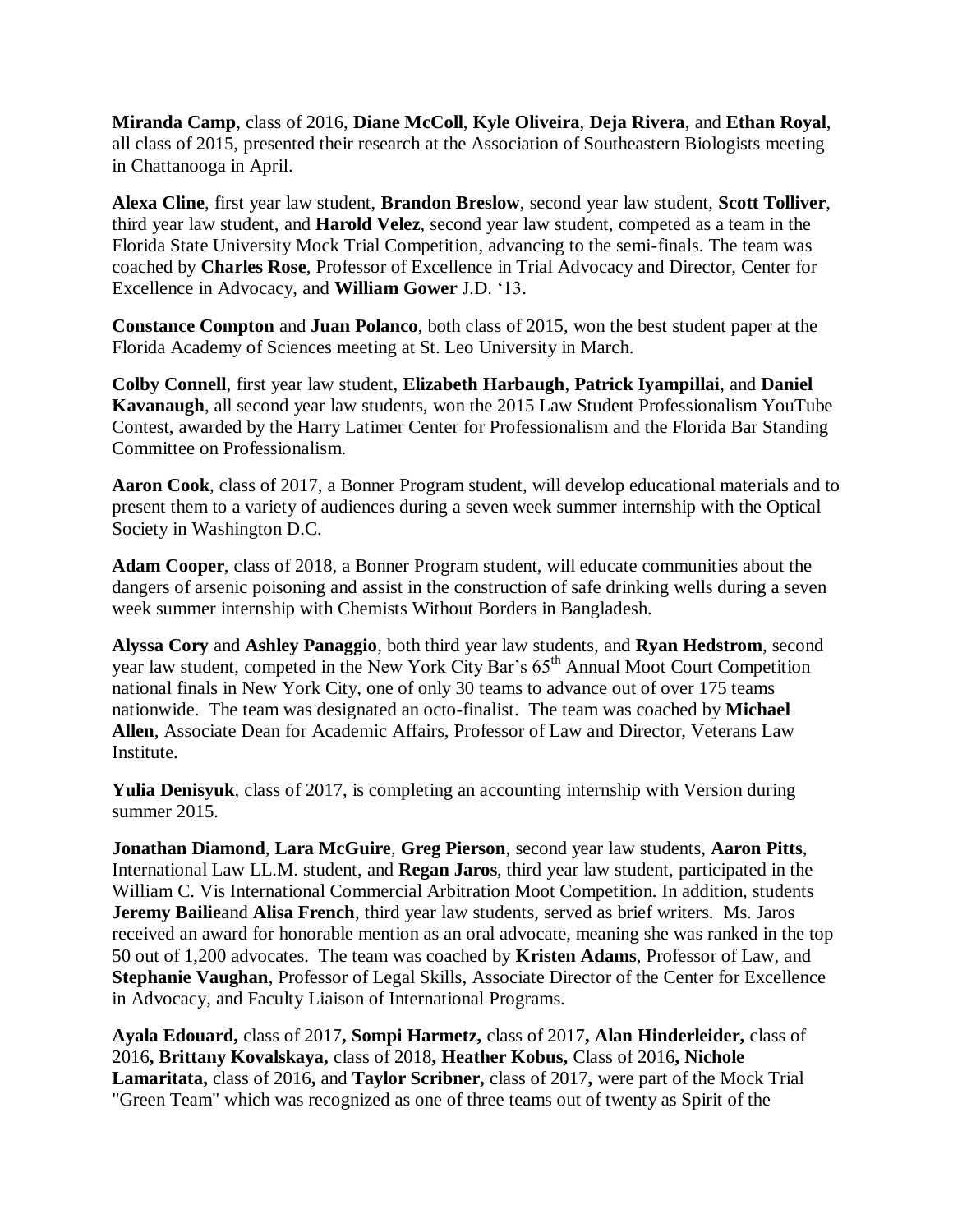**Miranda Camp**, class of 2016, **Diane McColl**, **Kyle Oliveira**, **Deja Rivera**, and **Ethan Royal**, all class of 2015, presented their research at the Association of Southeastern Biologists meeting in Chattanooga in April.

**Alexa Cline**, first year law student, **Brandon Breslow**, second year law student, **Scott Tolliver**, third year law student, and **Harold Velez**, second year law student, competed as a team in the Florida State University Mock Trial Competition, advancing to the semi-finals. The team was coached by **Charles Rose**, Professor of Excellence in Trial Advocacy and Director, Center for Excellence in Advocacy, and **William Gower** J.D. '13.

**Constance Compton** and **Juan Polanco**, both class of 2015, won the best student paper at the Florida Academy of Sciences meeting at St. Leo University in March.

**Colby Connell**, first year law student, **Elizabeth Harbaugh**, **Patrick Iyampillai**, and **Daniel Kavanaugh**, all second year law students, won the 2015 Law Student Professionalism YouTube Contest, awarded by the Harry Latimer Center for Professionalism and the Florida Bar Standing Committee on Professionalism.

**Aaron Cook**, class of 2017, a Bonner Program student, will develop educational materials and to present them to a variety of audiences during a seven week summer internship with the Optical Society in Washington D.C.

**Adam Cooper**, class of 2018, a Bonner Program student, will educate communities about the dangers of arsenic poisoning and assist in the construction of safe drinking wells during a seven week summer internship with Chemists Without Borders in Bangladesh.

**Alyssa Cory** and **Ashley Panaggio**, both third year law students, and **Ryan Hedstrom**, second year law student, competed in the New York City Bar's 65th Annual Moot Court Competition national finals in New York City, one of only 30 teams to advance out of over 175 teams nationwide. The team was designated an octo-finalist. The team was coached by **Michael Allen**, Associate Dean for Academic Affairs, Professor of Law and Director, Veterans Law Institute.

**Yulia Denisyuk**, class of 2017, is completing an accounting internship with Version during summer 2015.

**Jonathan Diamond**, **Lara McGuire**, **Greg Pierson**, second year law students, **Aaron Pitts**, International Law LL.M. student, and **Regan Jaros**, third year law student, participated in the William C. Vis International Commercial Arbitration Moot Competition. In addition, students **Jeremy Bailie**and **Alisa French**, third year law students, served as brief writers. Ms. Jaros received an award for honorable mention as an oral advocate, meaning she was ranked in the top 50 out of 1,200 advocates. The team was coached by **Kristen Adams**, Professor of Law, and **Stephanie Vaughan**, Professor of Legal Skills, Associate Director of the Center for Excellence in Advocacy, and Faculty Liaison of International Programs.

**Ayala Edouard,** class of 2017**, Sompi Harmetz,** class of 2017**, Alan Hinderleider,** class of 2016**, Brittany Kovalskaya,** class of 2018**, Heather Kobus,** Class of 2016**, Nichole Lamaritata,** class of 2016**,** and **Taylor Scribner,** class of 2017**,** were part of the Mock Trial "Green Team" which was recognized as one of three teams out of twenty as Spirit of the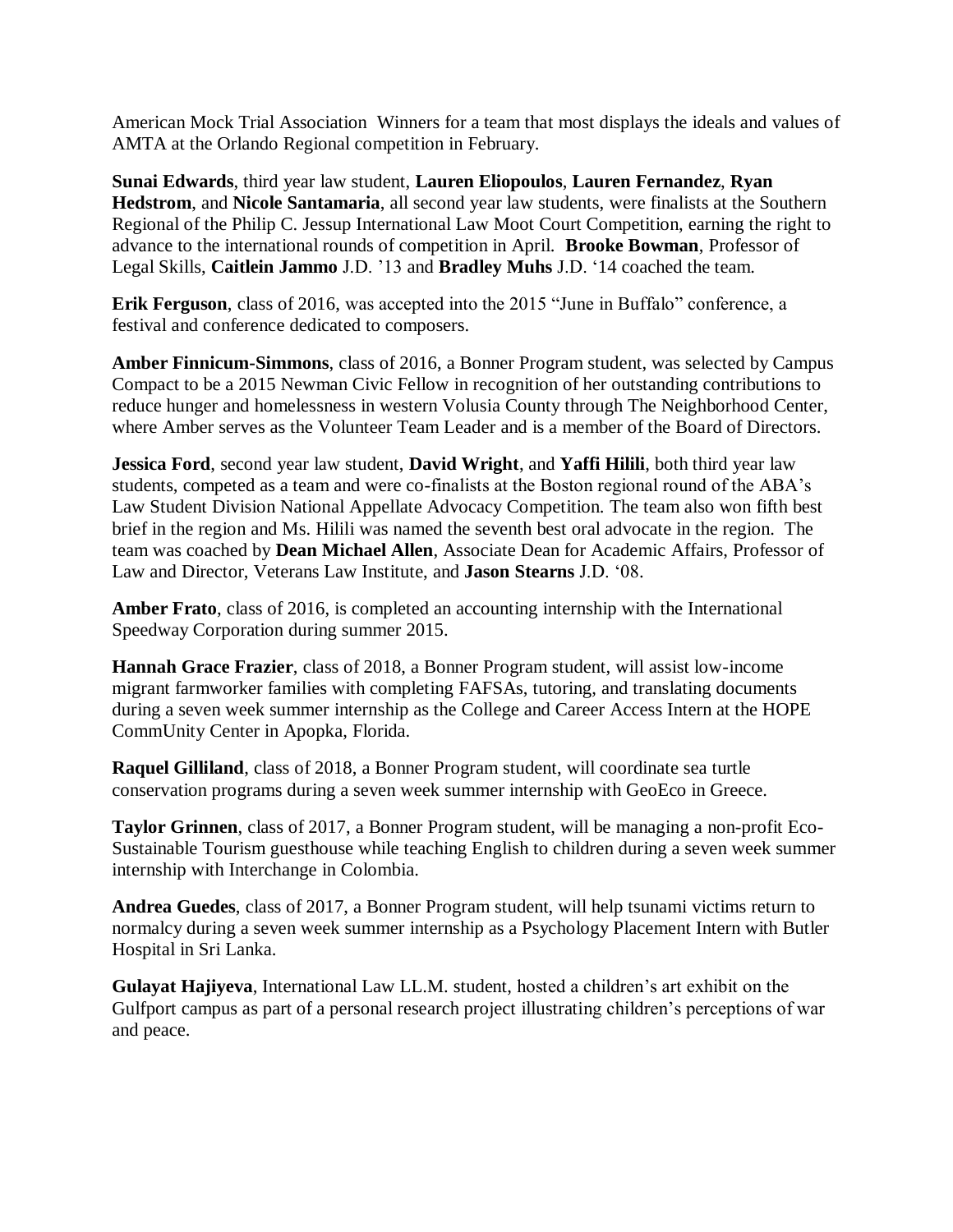American Mock Trial Association  Winners for a team that most displays the ideals and values of AMTA at the Orlando Regional competition in February.

**Sunai Edwards**, third year law student, **Lauren Eliopoulos**, **Lauren Fernandez**, **Ryan Hedstrom**, and **Nicole Santamaria**, all second year law students, were finalists at the Southern Regional of the Philip C. Jessup International Law Moot Court Competition, earning the right to advance to the international rounds of competition in April.  **Brooke Bowman**, Professor of Legal Skills, **Caitlein Jammo** J.D. '13 and **Bradley Muhs** J.D. '14 coached the team.

**Erik Ferguson**, class of 2016, was accepted into the 2015 "June in Buffalo" conference, a festival and conference dedicated to composers.

**Amber Finnicum-Simmons**, class of 2016, a Bonner Program student, was selected by Campus Compact to be a 2015 Newman Civic Fellow in recognition of her outstanding contributions to reduce hunger and homelessness in western Volusia County through The Neighborhood Center, where Amber serves as the Volunteer Team Leader and is a member of the Board of Directors.

**Jessica Ford**, second year law student, **David Wright**, and **Yaffi Hilili**, both third year law students, competed as a team and were co-finalists at the Boston regional round of the ABA's Law Student Division National Appellate Advocacy Competition. The team also won fifth best brief in the region and Ms. Hilili was named the seventh best oral advocate in the region.  The team was coached by **Dean Michael Allen**, Associate Dean for Academic Affairs, Professor of Law and Director, Veterans Law Institute, and **Jason Stearns** J.D. '08.

**Amber Frato**, class of 2016, is completed an accounting internship with the International Speedway Corporation during summer 2015.

**Hannah Grace Frazier**, class of 2018, a Bonner Program student, will assist low-income migrant farmworker families with completing FAFSAs, tutoring, and translating documents during a seven week summer internship as the College and Career Access Intern at the HOPE CommUnity Center in Apopka, Florida.

**Raquel Gilliland**, class of 2018, a Bonner Program student, will coordinate sea turtle conservation programs during a seven week summer internship with GeoEco in Greece.

**Taylor Grinnen**, class of 2017, a Bonner Program student, will be managing a non-profit Eco-Sustainable Tourism guesthouse while teaching English to children during a seven week summer internship with Interchange in Colombia.

**Andrea Guedes**, class of 2017, a Bonner Program student, will help tsunami victims return to normalcy during a seven week summer internship as a Psychology Placement Intern with Butler Hospital in Sri Lanka.

**Gulayat Hajiyeva**, International Law LL.M. student, hosted a children's art exhibit on the Gulfport campus as part of a personal research project illustrating children's perceptions of war and peace.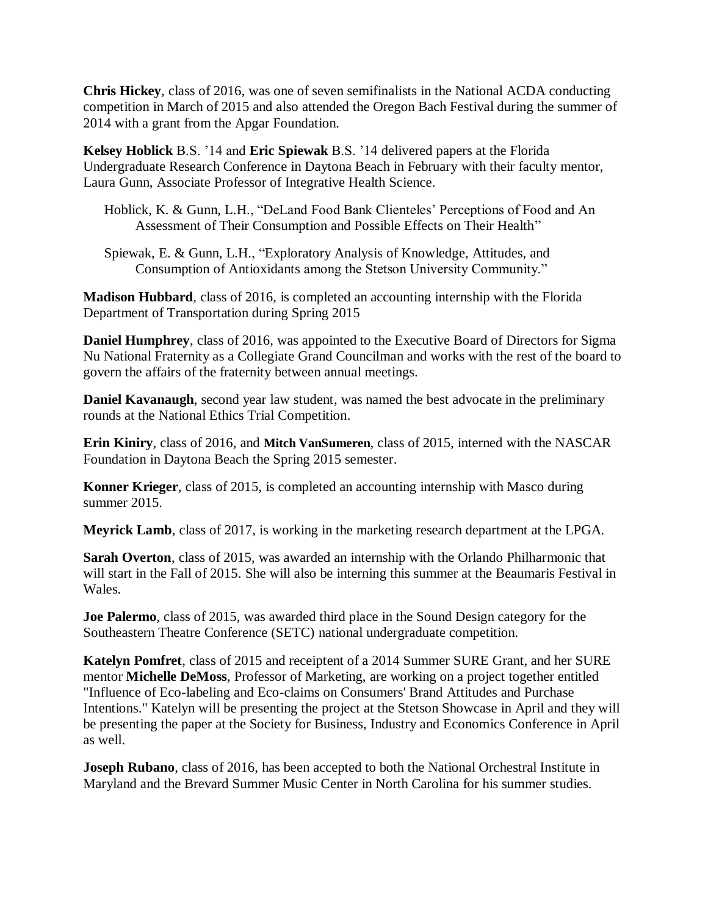**Chris Hickey**, class of 2016, was one of seven semifinalists in the National ACDA conducting competition in March of 2015 and also attended the Oregon Bach Festival during the summer of 2014 with a grant from the Apgar Foundation.

**Kelsey Hoblick** B.S. '14 and **Eric Spiewak** B.S. '14 delivered papers at the Florida Undergraduate Research Conference in Daytona Beach in February with their faculty mentor, Laura Gunn, Associate Professor of Integrative Health Science.

Hoblick, K. & Gunn, L.H., "DeLand Food Bank Clienteles' Perceptions of Food and An Assessment of Their Consumption and Possible Effects on Their Health"

Spiewak, E. & Gunn, L.H., "Exploratory Analysis of Knowledge, Attitudes, and Consumption of Antioxidants among the Stetson University Community."

**Madison Hubbard**, class of 2016, is completed an accounting internship with the Florida Department of Transportation during Spring 2015

**Daniel Humphrey**, class of 2016, was appointed to the Executive Board of Directors for Sigma Nu National Fraternity as a Collegiate Grand Councilman and works with the rest of the board to govern the affairs of the fraternity between annual meetings.

**Daniel Kavanaugh**, second year law student, was named the best advocate in the preliminary rounds at the National Ethics Trial Competition.

**Erin Kiniry**, class of 2016, and **Mitch VanSumeren**, class of 2015, interned with the NASCAR Foundation in Daytona Beach the Spring 2015 semester.

**Konner Krieger**, class of 2015, is completed an accounting internship with Masco during summer 2015.

**Meyrick Lamb**, class of 2017, is working in the marketing research department at the LPGA.

**Sarah Overton**, class of 2015, was awarded an internship with the Orlando Philharmonic that will start in the Fall of 2015. She will also be interning this summer at the Beaumaris Festival in Wales.

**Joe Palermo**, class of 2015, was awarded third place in the Sound Design category for the Southeastern Theatre Conference (SETC) national undergraduate competition.

**Katelyn Pomfret**, class of 2015 and receiptent of a 2014 Summer SURE Grant, and her SURE mentor **Michelle DeMoss**, Professor of Marketing, are working on a project together entitled "Influence of Eco-labeling and Eco-claims on Consumers' Brand Attitudes and Purchase Intentions." Katelyn will be presenting the project at the Stetson Showcase in April and they will be presenting the paper at the Society for Business, Industry and Economics Conference in April as well.

**Joseph Rubano**, class of 2016, has been accepted to both the National Orchestral Institute in Maryland and the Brevard Summer Music Center in North Carolina for his summer studies.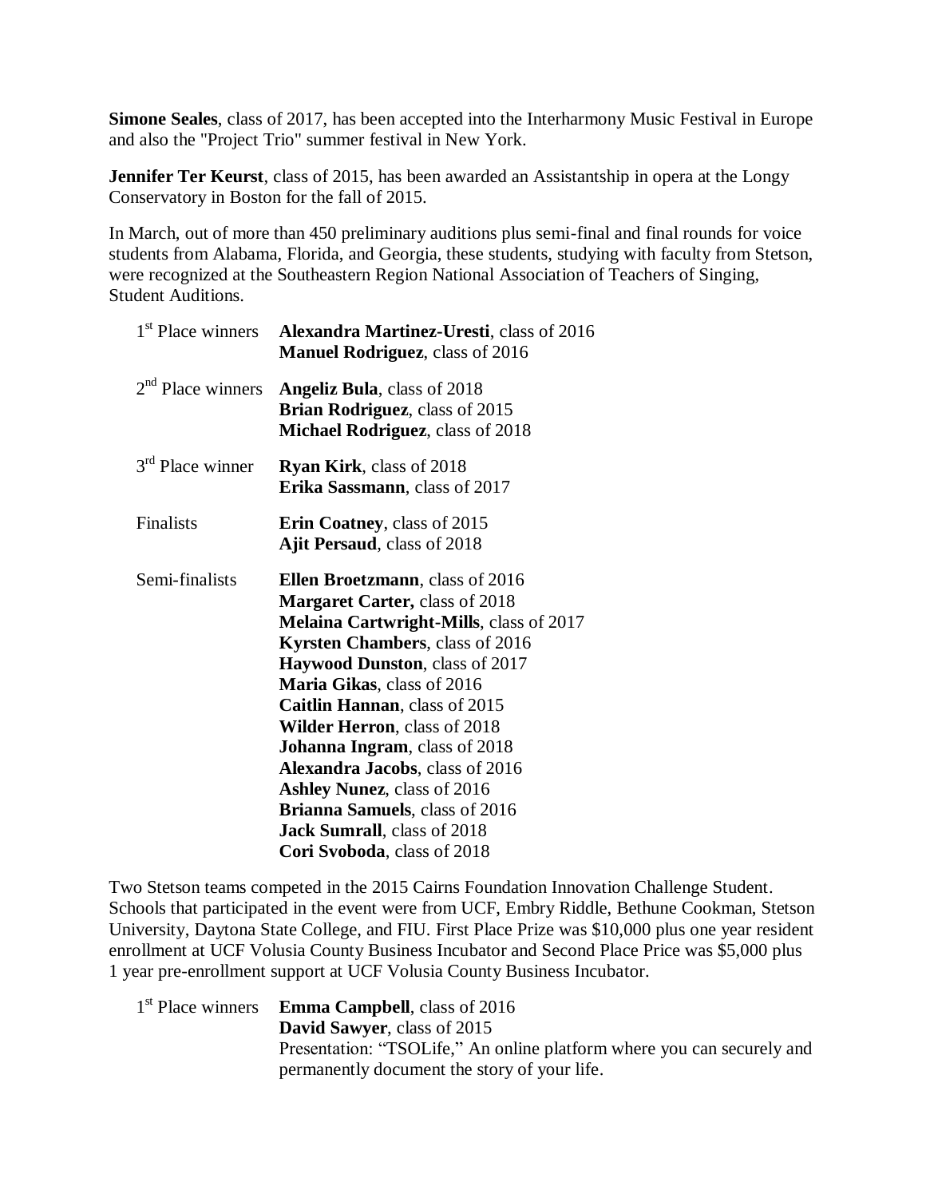**Simone Seales**, class of 2017, has been accepted into the Interharmony Music Festival in Europe and also the "Project Trio" summer festival in New York.

**Jennifer Ter Keurst**, class of 2015, has been awarded an Assistantship in opera at the Longy Conservatory in Boston for the fall of 2015.

In March, out of more than 450 preliminary auditions plus semi-final and final rounds for voice students from Alabama, Florida, and Georgia, these students, studying with faculty from Stetson, were recognized at the Southeastern Region National Association of Teachers of Singing, Student Auditions.

| | |
|---|---|
| 1st Place winners | **Alexandra Martinez-Uresti**, class of 2016<br>**Manuel Rodriguez**, class of 2016 |
| 2nd Place winners | **Angeliz Bula**, class of 2018<br>**Brian Rodriguez**, class of 2015<br>**Michael Rodriguez**, class of 2018 |
| 3rd Place winner | **Ryan Kirk**, class of 2018<br>**Erika Sassmann**, class of 2017 |
| Finalists | **Erin Coatney**, class of 2015<br>**Ajit Persaud**, class of 2018 |
| Semi-finalists | **Ellen Broetzmann**, class of 2016<br>**Margaret Carter,** class of 2018<br>**Melaina Cartwright-Mills**, class of 2017<br>**Kyrsten Chambers**, class of 2016<br>**Haywood Dunston**, class of 2017<br>**Maria Gikas**, class of 2016<br>**Caitlin Hannan**, class of 2015<br>**Wilder Herron**, class of 2018<br>**Johanna Ingram**, class of 2018<br>**Alexandra Jacobs**, class of 2016<br>**Ashley Nunez**, class of 2016<br>**Brianna Samuels**, class of 2016<br>**Jack Sumrall**, class of 2018<br>**Cori Svoboda**, class of 2018 |

Two Stetson teams competed in the 2015 Cairns Foundation Innovation Challenge Student. Schools that participated in the event were from UCF, Embry Riddle, Bethune Cookman, Stetson University, Daytona State College, and FIU. First Place Prize was $10,000 plus one year resident enrollment at UCF Volusia County Business Incubator and Second Place Price was $5,000 plus 1 year pre-enrollment support at UCF Volusia County Business Incubator.

| | |
|---|---|
| 1st Place winners | **Emma Campbell**, class of 2016<br>**David Sawyer**, class of 2015<br>Presentation: "TSOLife," An online platform where you can securely and permanently document the story of your life. |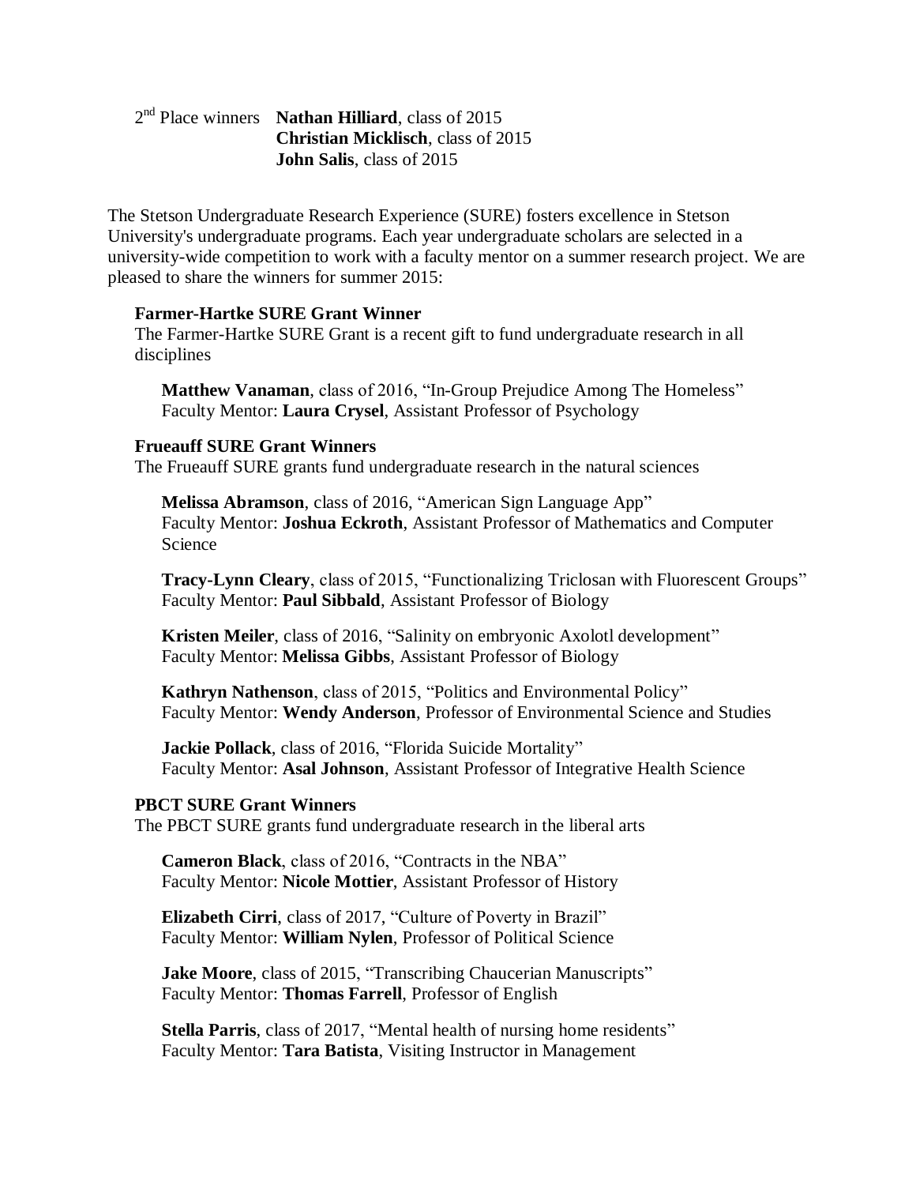2nd Place winners **Nathan Hilliard**, class of 2015
**Christian Micklisch**, class of 2015
**John Salis**, class of 2015

The Stetson Undergraduate Research Experience (SURE) fosters excellence in Stetson University's undergraduate programs. Each year undergraduate scholars are selected in a university-wide competition to work with a faculty mentor on a summer research project. We are pleased to share the winners for summer 2015:

**Farmer-Hartke SURE Grant Winner**

The Farmer-Hartke SURE Grant is a recent gift to fund undergraduate research in all disciplines

**Matthew Vanaman**, class of 2016, "In-Group Prejudice Among The Homeless"
Faculty Mentor: **Laura Crysel**, Assistant Professor of Psychology

**Frueauff SURE Grant Winners**

The Frueauff SURE grants fund undergraduate research in the natural sciences

**Melissa Abramson**, class of 2016, "American Sign Language App"
Faculty Mentor: **Joshua Eckroth**, Assistant Professor of Mathematics and Computer Science

**Tracy-Lynn Cleary**, class of 2015, "Functionalizing Triclosan with Fluorescent Groups"
Faculty Mentor: **Paul Sibbald**, Assistant Professor of Biology

**Kristen Meiler**, class of 2016, "Salinity on embryonic Axolotl development"
Faculty Mentor: **Melissa Gibbs**, Assistant Professor of Biology

**Kathryn Nathenson**, class of 2015, "Politics and Environmental Policy"
Faculty Mentor: **Wendy Anderson**, Professor of Environmental Science and Studies

**Jackie Pollack**, class of 2016, "Florida Suicide Mortality"
Faculty Mentor: **Asal Johnson**, Assistant Professor of Integrative Health Science

**PBCT SURE Grant Winners**

The PBCT SURE grants fund undergraduate research in the liberal arts

**Cameron Black**, class of 2016, "Contracts in the NBA"
Faculty Mentor: **Nicole Mottier**, Assistant Professor of History

**Elizabeth Cirri**, class of 2017, "Culture of Poverty in Brazil"
Faculty Mentor: **William Nylen**, Professor of Political Science

**Jake Moore**, class of 2015, "Transcribing Chaucerian Manuscripts"
Faculty Mentor: **Thomas Farrell**, Professor of English

**Stella Parris**, class of 2017, "Mental health of nursing home residents"
Faculty Mentor: **Tara Batista**, Visiting Instructor in Management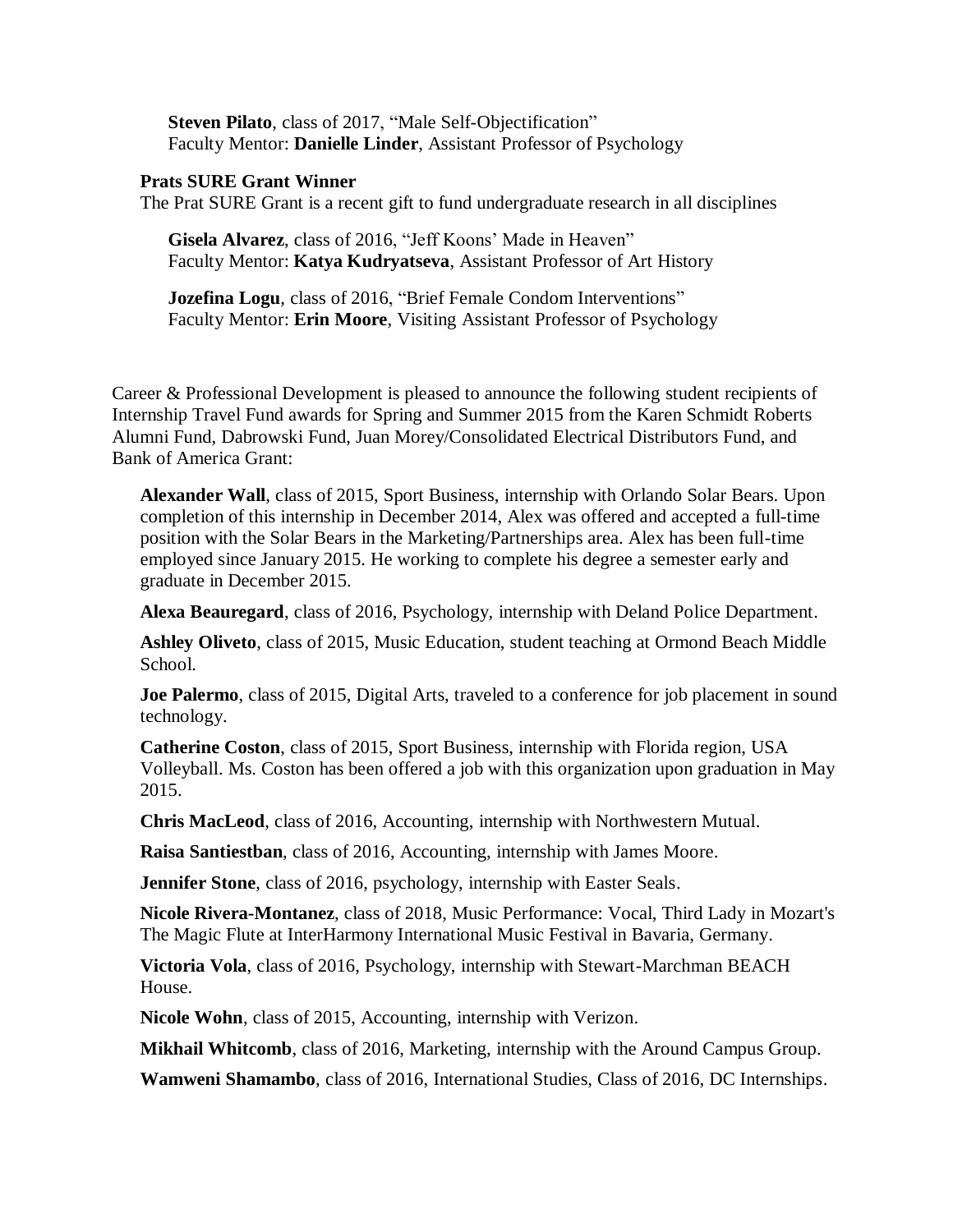**Steven Pilato**, class of 2017, "Male Self-Objectification"
Faculty Mentor: **Danielle Linder**, Assistant Professor of Psychology

**Prats SURE Grant Winner**

The Prat SURE Grant is a recent gift to fund undergraduate research in all disciplines

**Gisela Alvarez**, class of 2016, "Jeff Koons' Made in Heaven"
Faculty Mentor: **Katya Kudryatseva**, Assistant Professor of Art History

**Jozefina Logu**, class of 2016, "Brief Female Condom Interventions"
Faculty Mentor: **Erin Moore**, Visiting Assistant Professor of Psychology

Career & Professional Development is pleased to announce the following student recipients of Internship Travel Fund awards for Spring and Summer 2015 from the Karen Schmidt Roberts Alumni Fund, Dabrowski Fund, Juan Morey/Consolidated Electrical Distributors Fund, and Bank of America Grant:

**Alexander Wall**, class of 2015, Sport Business, internship with Orlando Solar Bears. Upon completion of this internship in December 2014, Alex was offered and accepted a full-time position with the Solar Bears in the Marketing/Partnerships area. Alex has been full-time employed since January 2015. He working to complete his degree a semester early and graduate in December 2015.

**Alexa Beauregard**, class of 2016, Psychology, internship with Deland Police Department.

**Ashley Oliveto**, class of 2015, Music Education, student teaching at Ormond Beach Middle School.

**Joe Palermo**, class of 2015, Digital Arts, traveled to a conference for job placement in sound technology.

**Catherine Coston**, class of 2015, Sport Business, internship with Florida region, USA Volleyball. Ms. Coston has been offered a job with this organization upon graduation in May 2015.

**Chris MacLeod**, class of 2016, Accounting, internship with Northwestern Mutual.

**Raisa Santiestban**, class of 2016, Accounting, internship with James Moore.

**Jennifer Stone**, class of 2016, psychology, internship with Easter Seals.

**Nicole Rivera-Montanez**, class of 2018, Music Performance: Vocal, Third Lady in Mozart's The Magic Flute at InterHarmony International Music Festival in Bavaria, Germany.

**Victoria Vola**, class of 2016, Psychology, internship with Stewart-Marchman BEACH House.

**Nicole Wohn**, class of 2015, Accounting, internship with Verizon.

**Mikhail Whitcomb**, class of 2016, Marketing, internship with the Around Campus Group.

**Wamweni Shamambo**, class of 2016, International Studies, Class of 2016, DC Internships.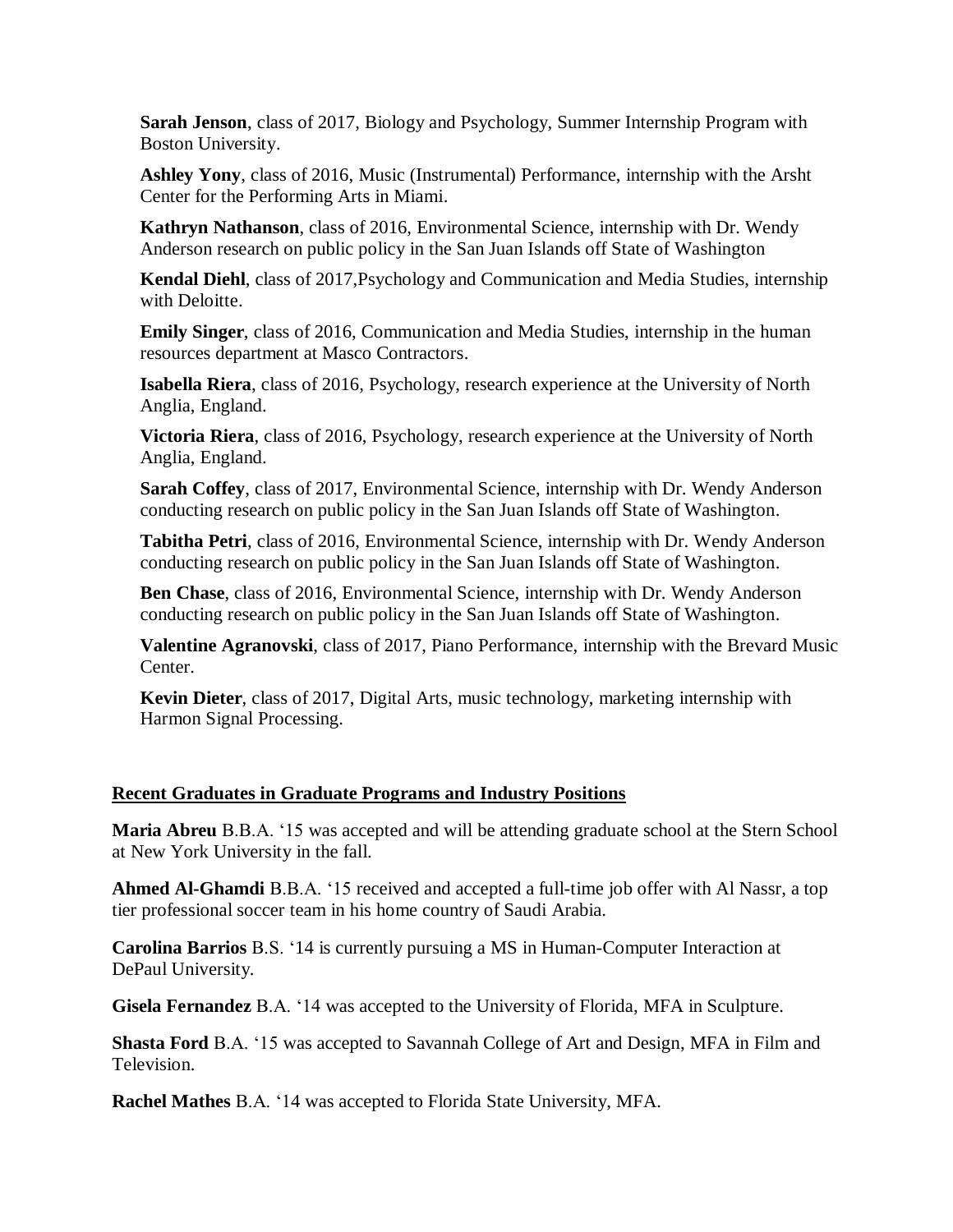**Sarah Jenson**, class of 2017, Biology and Psychology, Summer Internship Program with Boston University.

**Ashley Yony**, class of 2016, Music (Instrumental) Performance, internship with the Arsht Center for the Performing Arts in Miami.

**Kathryn Nathanson**, class of 2016, Environmental Science, internship with Dr. Wendy Anderson research on public policy in the San Juan Islands off State of Washington

**Kendal Diehl**, class of 2017,Psychology and Communication and Media Studies, internship with Deloitte.

**Emily Singer**, class of 2016, Communication and Media Studies, internship in the human resources department at Masco Contractors.

**Isabella Riera**, class of 2016, Psychology, research experience at the University of North Anglia, England.

**Victoria Riera**, class of 2016, Psychology, research experience at the University of North Anglia, England.

**Sarah Coffey**, class of 2017, Environmental Science, internship with Dr. Wendy Anderson conducting research on public policy in the San Juan Islands off State of Washington.

**Tabitha Petri**, class of 2016, Environmental Science, internship with Dr. Wendy Anderson conducting research on public policy in the San Juan Islands off State of Washington.

**Ben Chase**, class of 2016, Environmental Science, internship with Dr. Wendy Anderson conducting research on public policy in the San Juan Islands off State of Washington.

**Valentine Agranovski**, class of 2017, Piano Performance, internship with the Brevard Music Center.

**Kevin Dieter**, class of 2017, Digital Arts, music technology, marketing internship with Harmon Signal Processing.

**Recent Graduates in Graduate Programs and Industry Positions**

**Maria Abreu** B.B.A. '15 was accepted and will be attending graduate school at the Stern School at New York University in the fall.

**Ahmed Al-Ghamdi** B.B.A. '15 received and accepted a full-time job offer with Al Nassr, a top tier professional soccer team in his home country of Saudi Arabia.

**Carolina Barrios** B.S. '14 is currently pursuing a MS in Human-Computer Interaction at DePaul University.

**Gisela Fernandez** B.A. '14 was accepted to the University of Florida, MFA in Sculpture.

**Shasta Ford** B.A. '15 was accepted to Savannah College of Art and Design, MFA in Film and Television.

**Rachel Mathes** B.A. '14 was accepted to Florida State University, MFA.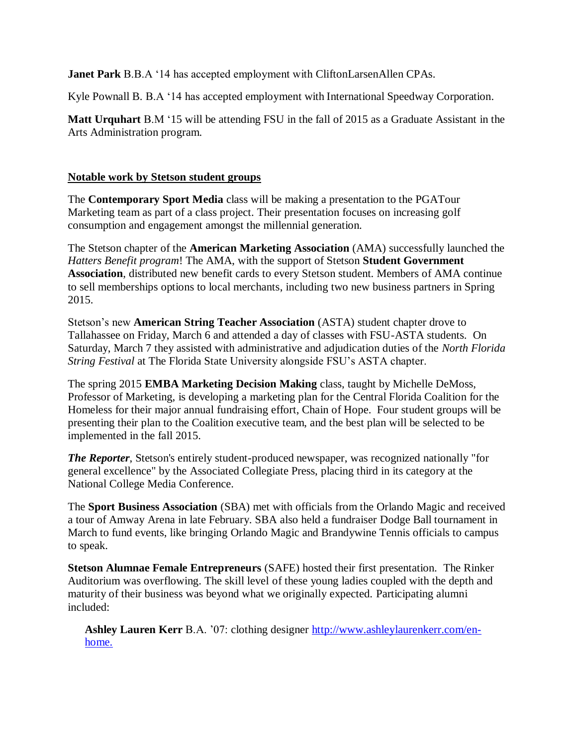**Janet Park** B.B.A '14 has accepted employment with CliftonLarsenAllen CPAs.

Kyle Pownall B. B.A '14 has accepted employment with International Speedway Corporation.

**Matt Urquhart** B.M '15 will be attending FSU in the fall of 2015 as a Graduate Assistant in the Arts Administration program.

## Notable work by Stetson student groups

The **Contemporary Sport Media** class will be making a presentation to the PGATour Marketing team as part of a class project. Their presentation focuses on increasing golf consumption and engagement amongst the millennial generation.

The Stetson chapter of the **American Marketing Association** (AMA) successfully launched the *Hatters Benefit program*! The AMA, with the support of Stetson **Student Government Association**, distributed new benefit cards to every Stetson student. Members of AMA continue to sell memberships options to local merchants, including two new business partners in Spring 2015.

Stetson's new **American String Teacher Association** (ASTA) student chapter drove to Tallahassee on Friday, March 6 and attended a day of classes with FSU-ASTA students. On Saturday, March 7 they assisted with administrative and adjudication duties of the *North Florida String Festival* at The Florida State University alongside FSU's ASTA chapter.

The spring 2015 **EMBA Marketing Decision Making** class, taught by Michelle DeMoss, Professor of Marketing, is developing a marketing plan for the Central Florida Coalition for the Homeless for their major annual fundraising effort, Chain of Hope. Four student groups will be presenting their plan to the Coalition executive team, and the best plan will be selected to be implemented in the fall 2015.

***The Reporter***, Stetson's entirely student-produced newspaper, was recognized nationally "for general excellence" by the Associated Collegiate Press, placing third in its category at the National College Media Conference.

The **Sport Business Association** (SBA) met with officials from the Orlando Magic and received a tour of Amway Arena in late February. SBA also held a fundraiser Dodge Ball tournament in March to fund events, like bringing Orlando Magic and Brandywine Tennis officials to campus to speak.

**Stetson Alumnae Female Entrepreneurs** (SAFE) hosted their first presentation. The Rinker Auditorium was overflowing. The skill level of these young ladies coupled with the depth and maturity of their business was beyond what we originally expected. Participating alumni included:

- **Ashley Lauren Kerr** B.A. '07: clothing designer [http://www.ashleylaurenkerr.com/en-home.](http://www.ashleylaurenkerr.com/en-home)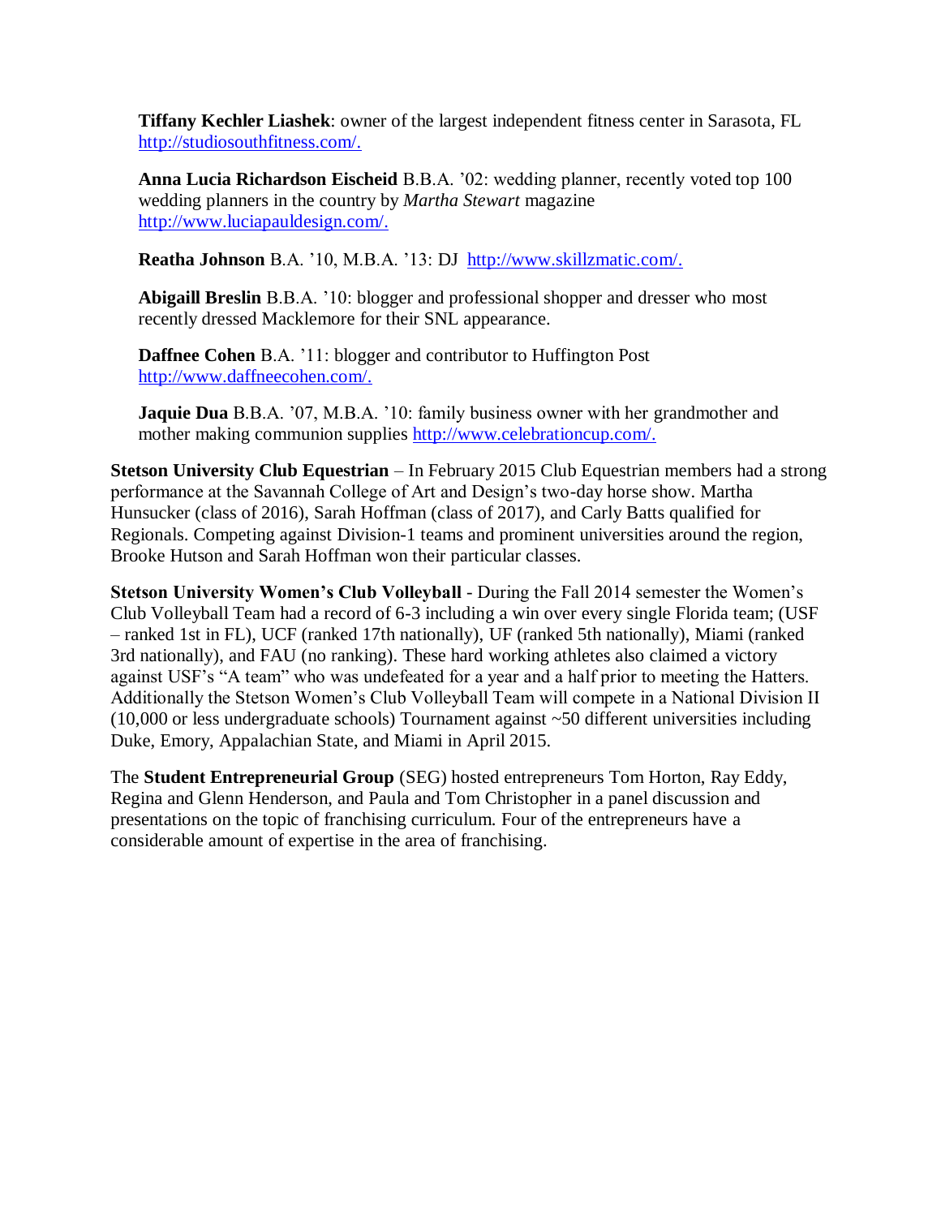**Tiffany Kechler Liashek**: owner of the largest independent fitness center in Sarasota, FL http://studiosouthfitness.com/.

**Anna Lucia Richardson Eischeid** B.B.A. ’02: wedding planner, recently voted top 100 wedding planners in the country by *Martha Stewart* magazine http://www.luciapauldesign.com/.

**Reatha Johnson** B.A. ’10, M.B.A. ’13: DJ http://www.skillzmatic.com/.

**Abigaill Breslin** B.B.A. ’10: blogger and professional shopper and dresser who most recently dressed Macklemore for their SNL appearance.

**Daffnee Cohen** B.A. ’11: blogger and contributor to Huffington Post http://www.daffneecohen.com/.

**Jaquie Dua** B.B.A. ’07, M.B.A. ’10: family business owner with her grandmother and mother making communion supplies http://www.celebrationcup.com/.

**Stetson University Club Equestrian** – In February 2015 Club Equestrian members had a strong performance at the Savannah College of Art and Design’s two-day horse show. Martha Hunsucker (class of 2016), Sarah Hoffman (class of 2017), and Carly Batts qualified for Regionals. Competing against Division-1 teams and prominent universities around the region, Brooke Hutson and Sarah Hoffman won their particular classes.

**Stetson University Women’s Club Volleyball** - During the Fall 2014 semester the Women’s Club Volleyball Team had a record of 6-3 including a win over every single Florida team; (USF – ranked 1st in FL), UCF (ranked 17th nationally), UF (ranked 5th nationally), Miami (ranked 3rd nationally), and FAU (no ranking). These hard working athletes also claimed a victory against USF’s “A team” who was undefeated for a year and a half prior to meeting the Hatters. Additionally the Stetson Women’s Club Volleyball Team will compete in a National Division II (10,000 or less undergraduate schools) Tournament against ~50 different universities including Duke, Emory, Appalachian State, and Miami in April 2015.

The **Student Entrepreneurial Group** (SEG) hosted entrepreneurs Tom Horton, Ray Eddy, Regina and Glenn Henderson, and Paula and Tom Christopher in a panel discussion and presentations on the topic of franchising curriculum. Four of the entrepreneurs have a considerable amount of expertise in the area of franchising.